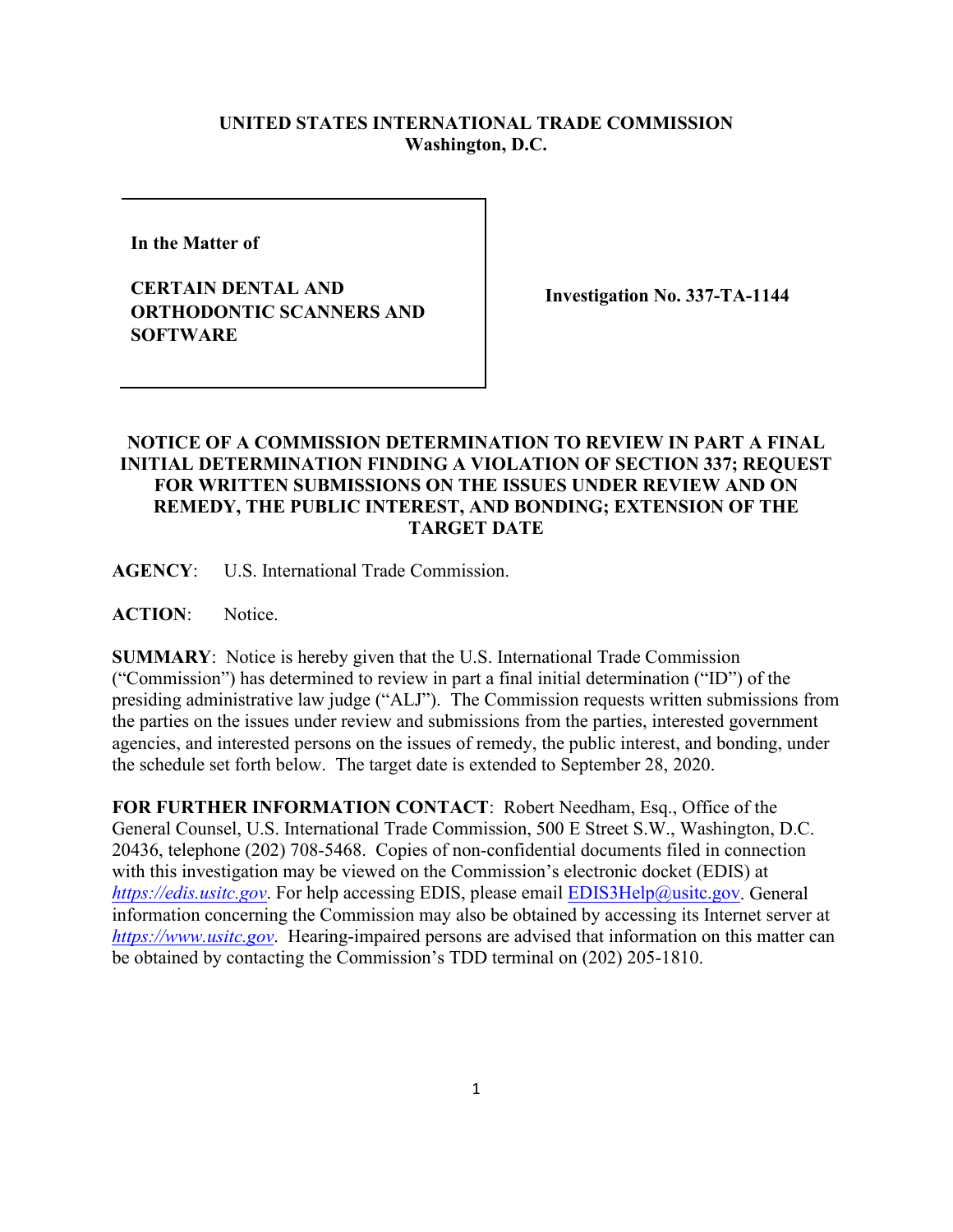**UNITED STATES INTERNATIONAL TRADE COMMISSION**
**Washington, D.C.**

| In the Matter of<br><br>**CERTAIN DENTAL AND ORTHODONTIC SCANNERS AND SOFTWARE** | **Investigation No. 337-TA-1144** |
|---|---|

**NOTICE OF A COMMISSION DETERMINATION TO REVIEW IN PART A FINAL INITIAL DETERMINATION FINDING A VIOLATION OF SECTION 337; REQUEST FOR WRITTEN SUBMISSIONS ON THE ISSUES UNDER REVIEW AND ON REMEDY, THE PUBLIC INTEREST, AND BONDING; EXTENSION OF THE TARGET DATE**

**AGENCY**: U.S. International Trade Commission.

**ACTION**: Notice.

**SUMMARY**: Notice is hereby given that the U.S. International Trade Commission ("Commission") has determined to review in part a final initial determination ("ID") of the presiding administrative law judge ("ALJ"). The Commission requests written submissions from the parties on the issues under review and submissions from the parties, interested government agencies, and interested persons on the issues of remedy, the public interest, and bonding, under the schedule set forth below. The target date is extended to September 28, 2020.

**FOR FURTHER INFORMATION CONTACT**: Robert Needham, Esq., Office of the General Counsel, U.S. International Trade Commission, 500 E Street S.W., Washington, D.C. 20436, telephone (202) 708-5468. Copies of non-confidential documents filed in connection with this investigation may be viewed on the Commission's electronic docket (EDIS) at *https://edis.usitc.gov*. For help accessing EDIS, please email EDIS3Help@usitc.gov. General information concerning the Commission may also be obtained by accessing its Internet server at *https://www.usitc.gov*. Hearing-impaired persons are advised that information on this matter can be obtained by contacting the Commission's TDD terminal on (202) 205-1810.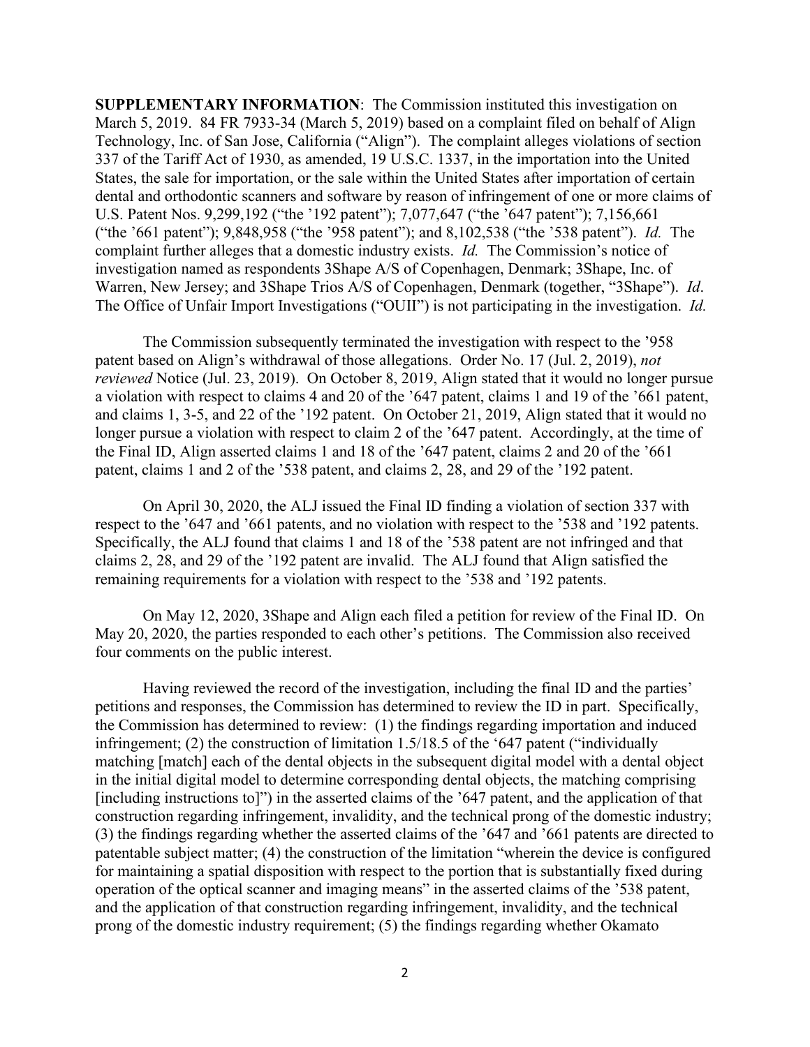**SUPPLEMENTARY INFORMATION**: The Commission instituted this investigation on March 5, 2019. 84 FR 7933-34 (March 5, 2019) based on a complaint filed on behalf of Align Technology, Inc. of San Jose, California ("Align"). The complaint alleges violations of section 337 of the Tariff Act of 1930, as amended, 19 U.S.C. 1337, in the importation into the United States, the sale for importation, or the sale within the United States after importation of certain dental and orthodontic scanners and software by reason of infringement of one or more claims of U.S. Patent Nos. 9,299,192 ("the '192 patent"); 7,077,647 ("the '647 patent"); 7,156,661 ("the '661 patent"); 9,848,958 ("the '958 patent"); and 8,102,538 ("the '538 patent"). *Id.* The complaint further alleges that a domestic industry exists. *Id.* The Commission's notice of investigation named as respondents 3Shape A/S of Copenhagen, Denmark; 3Shape, Inc. of Warren, New Jersey; and 3Shape Trios A/S of Copenhagen, Denmark (together, "3Shape"). *Id*. The Office of Unfair Import Investigations ("OUII") is not participating in the investigation. *Id.*

The Commission subsequently terminated the investigation with respect to the '958 patent based on Align's withdrawal of those allegations. Order No. 17 (Jul. 2, 2019), *not reviewed* Notice (Jul. 23, 2019). On October 8, 2019, Align stated that it would no longer pursue a violation with respect to claims 4 and 20 of the '647 patent, claims 1 and 19 of the '661 patent, and claims 1, 3-5, and 22 of the '192 patent. On October 21, 2019, Align stated that it would no longer pursue a violation with respect to claim 2 of the '647 patent. Accordingly, at the time of the Final ID, Align asserted claims 1 and 18 of the '647 patent, claims 2 and 20 of the '661 patent, claims 1 and 2 of the '538 patent, and claims 2, 28, and 29 of the '192 patent.

On April 30, 2020, the ALJ issued the Final ID finding a violation of section 337 with respect to the '647 and '661 patents, and no violation with respect to the '538 and '192 patents. Specifically, the ALJ found that claims 1 and 18 of the '538 patent are not infringed and that claims 2, 28, and 29 of the '192 patent are invalid. The ALJ found that Align satisfied the remaining requirements for a violation with respect to the '538 and '192 patents.

On May 12, 2020, 3Shape and Align each filed a petition for review of the Final ID. On May 20, 2020, the parties responded to each other's petitions. The Commission also received four comments on the public interest.

Having reviewed the record of the investigation, including the final ID and the parties' petitions and responses, the Commission has determined to review the ID in part. Specifically, the Commission has determined to review: (1) the findings regarding importation and induced infringement; (2) the construction of limitation 1.5/18.5 of the '647 patent ("individually matching [match] each of the dental objects in the subsequent digital model with a dental object in the initial digital model to determine corresponding dental objects, the matching comprising [including instructions to]") in the asserted claims of the '647 patent, and the application of that construction regarding infringement, invalidity, and the technical prong of the domestic industry; (3) the findings regarding whether the asserted claims of the '647 and '661 patents are directed to patentable subject matter; (4) the construction of the limitation "wherein the device is configured for maintaining a spatial disposition with respect to the portion that is substantially fixed during operation of the optical scanner and imaging means" in the asserted claims of the '538 patent, and the application of that construction regarding infringement, invalidity, and the technical prong of the domestic industry requirement; (5) the findings regarding whether Okamato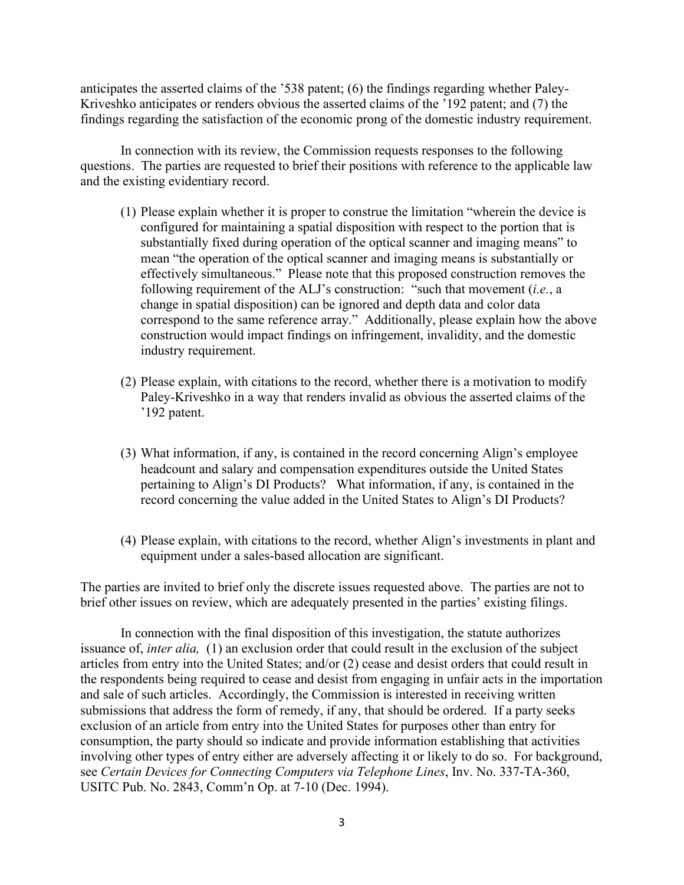anticipates the asserted claims of the '538 patent; (6) the findings regarding whether Paley-Kriveshko anticipates or renders obvious the asserted claims of the '192 patent; and (7) the findings regarding the satisfaction of the economic prong of the domestic industry requirement.

In connection with its review, the Commission requests responses to the following questions. The parties are requested to brief their positions with reference to the applicable law and the existing evidentiary record.

(1) Please explain whether it is proper to construe the limitation "wherein the device is configured for maintaining a spatial disposition with respect to the portion that is substantially fixed during operation of the optical scanner and imaging means" to mean "the operation of the optical scanner and imaging means is substantially or effectively simultaneous." Please note that this proposed construction removes the following requirement of the ALJ's construction: "such that movement (*i.e.*, a change in spatial disposition) can be ignored and depth data and color data correspond to the same reference array." Additionally, please explain how the above construction would impact findings on infringement, invalidity, and the domestic industry requirement.

(2) Please explain, with citations to the record, whether there is a motivation to modify Paley-Kriveshko in a way that renders invalid as obvious the asserted claims of the '192 patent.

(3) What information, if any, is contained in the record concerning Align's employee headcount and salary and compensation expenditures outside the United States pertaining to Align's DI Products? What information, if any, is contained in the record concerning the value added in the United States to Align's DI Products?

(4) Please explain, with citations to the record, whether Align's investments in plant and equipment under a sales-based allocation are significant.

The parties are invited to brief only the discrete issues requested above. The parties are not to brief other issues on review, which are adequately presented in the parties' existing filings.

In connection with the final disposition of this investigation, the statute authorizes issuance of, *inter alia,* (1) an exclusion order that could result in the exclusion of the subject articles from entry into the United States; and/or (2) cease and desist orders that could result in the respondents being required to cease and desist from engaging in unfair acts in the importation and sale of such articles. Accordingly, the Commission is interested in receiving written submissions that address the form of remedy, if any, that should be ordered. If a party seeks exclusion of an article from entry into the United States for purposes other than entry for consumption, the party should so indicate and provide information establishing that activities involving other types of entry either are adversely affecting it or likely to do so. For background, see *Certain Devices for Connecting Computers via Telephone Lines*, Inv. No. 337-TA-360, USITC Pub. No. 2843, Comm'n Op. at 7-10 (Dec. 1994).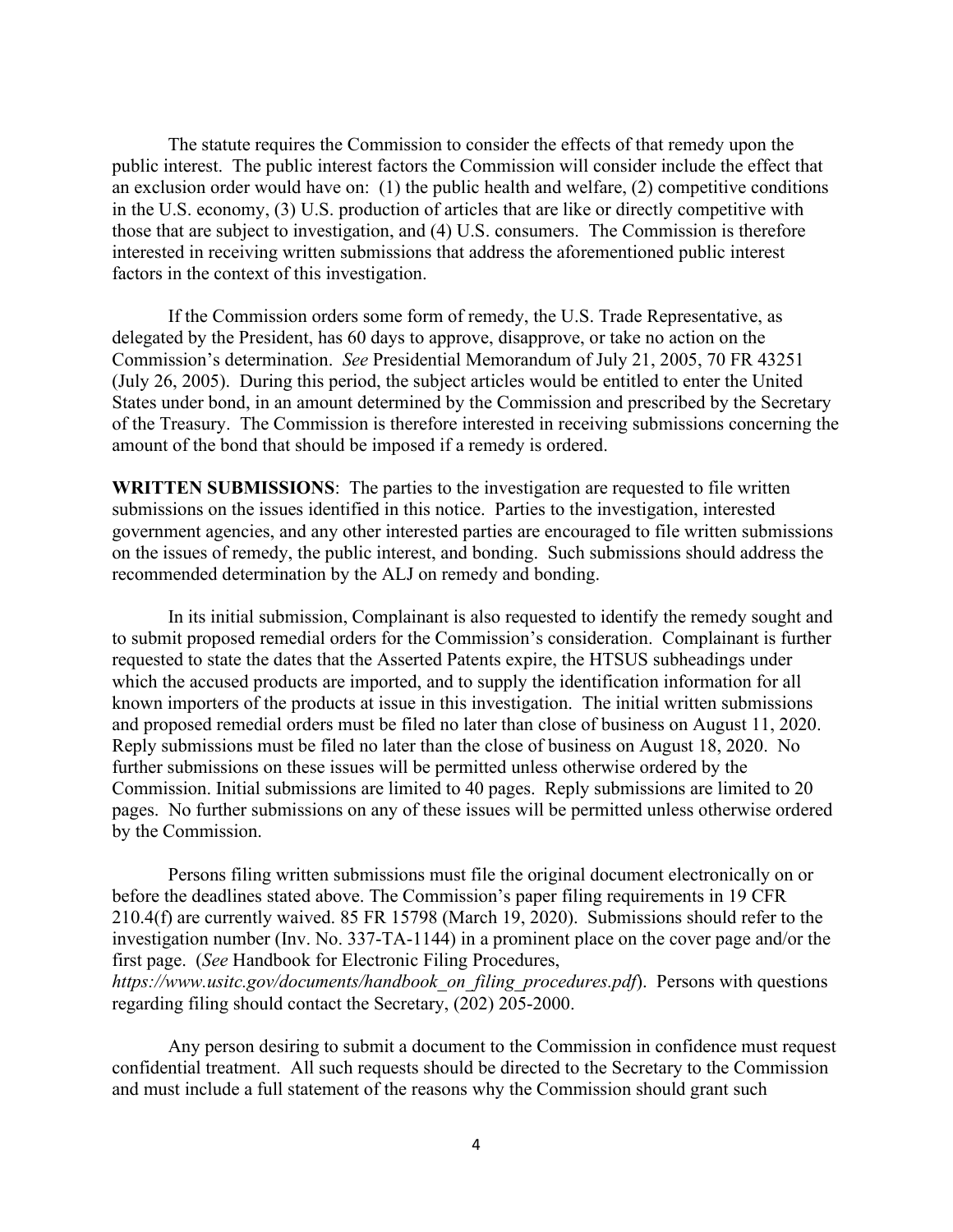The statute requires the Commission to consider the effects of that remedy upon the public interest. The public interest factors the Commission will consider include the effect that an exclusion order would have on: (1) the public health and welfare, (2) competitive conditions in the U.S. economy, (3) U.S. production of articles that are like or directly competitive with those that are subject to investigation, and (4) U.S. consumers. The Commission is therefore interested in receiving written submissions that address the aforementioned public interest factors in the context of this investigation.

If the Commission orders some form of remedy, the U.S. Trade Representative, as delegated by the President, has 60 days to approve, disapprove, or take no action on the Commission's determination. *See* Presidential Memorandum of July 21, 2005, 70 FR 43251 (July 26, 2005). During this period, the subject articles would be entitled to enter the United States under bond, in an amount determined by the Commission and prescribed by the Secretary of the Treasury. The Commission is therefore interested in receiving submissions concerning the amount of the bond that should be imposed if a remedy is ordered.

**WRITTEN SUBMISSIONS**: The parties to the investigation are requested to file written submissions on the issues identified in this notice. Parties to the investigation, interested government agencies, and any other interested parties are encouraged to file written submissions on the issues of remedy, the public interest, and bonding. Such submissions should address the recommended determination by the ALJ on remedy and bonding.

In its initial submission, Complainant is also requested to identify the remedy sought and to submit proposed remedial orders for the Commission's consideration. Complainant is further requested to state the dates that the Asserted Patents expire, the HTSUS subheadings under which the accused products are imported, and to supply the identification information for all known importers of the products at issue in this investigation. The initial written submissions and proposed remedial orders must be filed no later than close of business on August 11, 2020. Reply submissions must be filed no later than the close of business on August 18, 2020. No further submissions on these issues will be permitted unless otherwise ordered by the Commission. Initial submissions are limited to 40 pages. Reply submissions are limited to 20 pages. No further submissions on any of these issues will be permitted unless otherwise ordered by the Commission.

Persons filing written submissions must file the original document electronically on or before the deadlines stated above. The Commission's paper filing requirements in 19 CFR 210.4(f) are currently waived. 85 FR 15798 (March 19, 2020). Submissions should refer to the investigation number (Inv. No. 337-TA-1144) in a prominent place on the cover page and/or the first page. (*See* Handbook for Electronic Filing Procedures, *https://www.usitc.gov/documents/handbook_on_filing_procedures.pdf*). Persons with questions regarding filing should contact the Secretary, (202) 205-2000.

Any person desiring to submit a document to the Commission in confidence must request confidential treatment. All such requests should be directed to the Secretary to the Commission and must include a full statement of the reasons why the Commission should grant such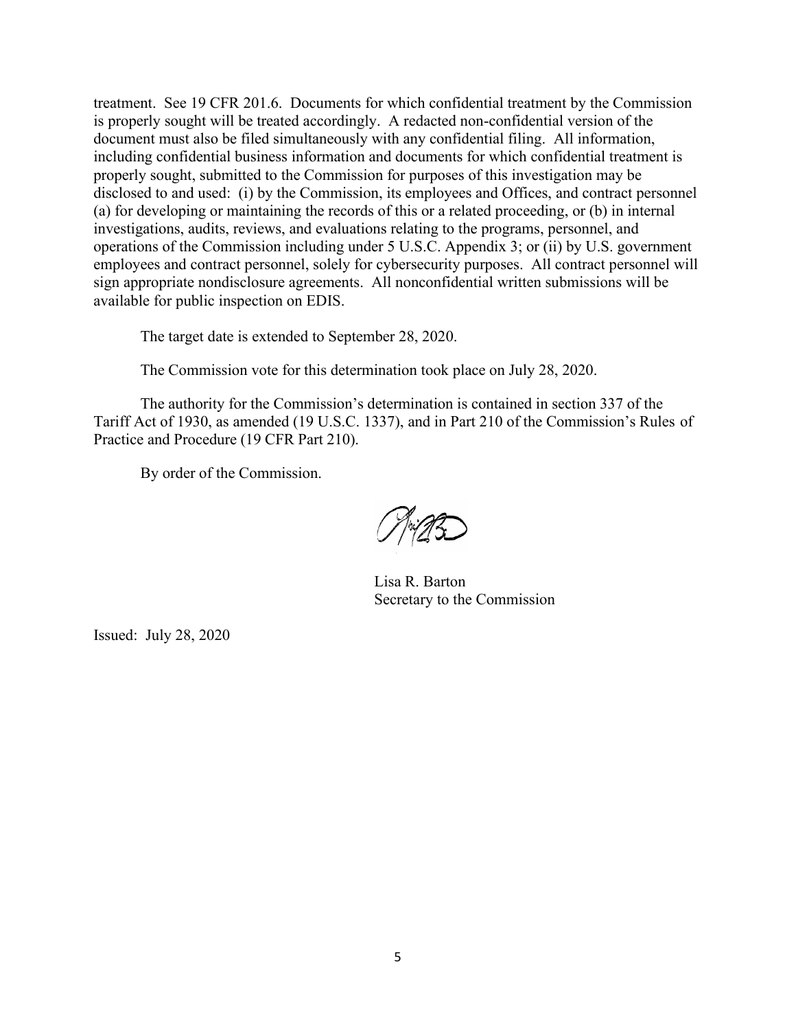treatment. See 19 CFR 201.6. Documents for which confidential treatment by the Commission is properly sought will be treated accordingly. A redacted non-confidential version of the document must also be filed simultaneously with any confidential filing. All information, including confidential business information and documents for which confidential treatment is properly sought, submitted to the Commission for purposes of this investigation may be disclosed to and used: (i) by the Commission, its employees and Offices, and contract personnel (a) for developing or maintaining the records of this or a related proceeding, or (b) in internal investigations, audits, reviews, and evaluations relating to the programs, personnel, and operations of the Commission including under 5 U.S.C. Appendix 3; or (ii) by U.S. government employees and contract personnel, solely for cybersecurity purposes. All contract personnel will sign appropriate nondisclosure agreements. All nonconfidential written submissions will be available for public inspection on EDIS.

The target date is extended to September 28, 2020.

The Commission vote for this determination took place on July 28, 2020.

The authority for the Commission's determination is contained in section 337 of the Tariff Act of 1930, as amended (19 U.S.C. 1337), and in Part 210 of the Commission's Rules of Practice and Procedure (19 CFR Part 210).

By order of the Commission.

Lisa R. Barton
Secretary to the Commission

Issued: July 28, 2020